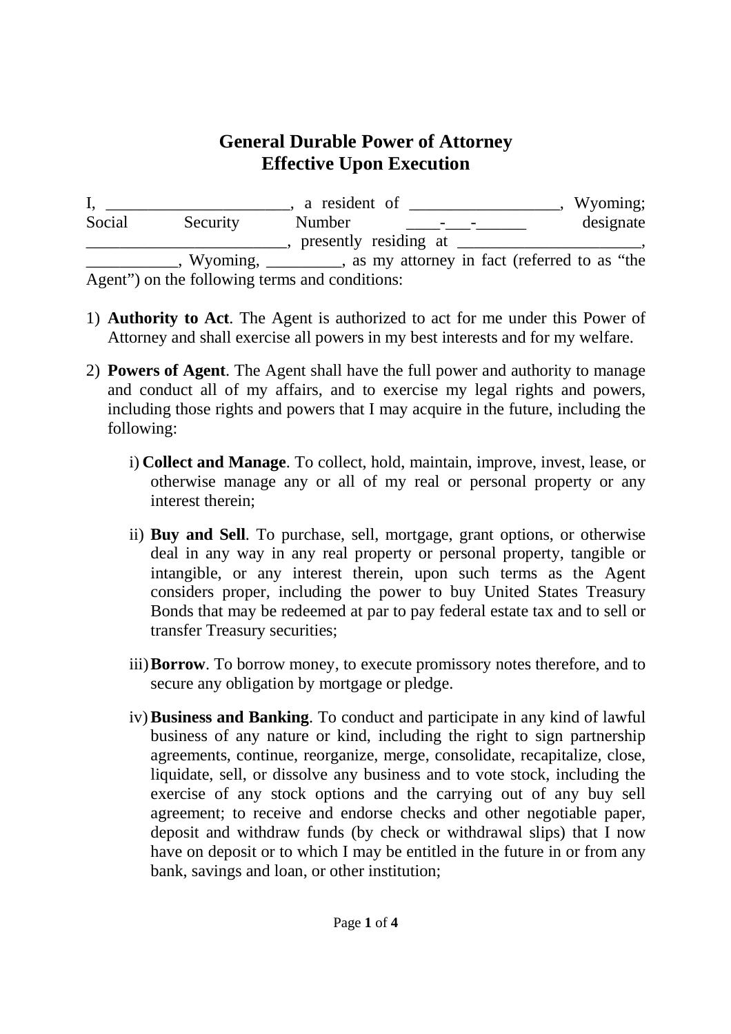# General Durable Power of Attorney
# Effective Upon Execution

I, ______________________, a resident of __________________, Wyoming; Social Security Number ____-___-______ designate ________________________, presently residing at ______________________, ___________, Wyoming, _________, as my attorney in fact (referred to as "the Agent") on the following terms and conditions:

1) **Authority to Act**. The Agent is authorized to act for me under this Power of Attorney and shall exercise all powers in my best interests and for my welfare.

2) **Powers of Agent**. The Agent shall have the full power and authority to manage and conduct all of my affairs, and to exercise my legal rights and powers, including those rights and powers that I may acquire in the future, including the following:

   i) **Collect and Manage**. To collect, hold, maintain, improve, invest, lease, or otherwise manage any or all of my real or personal property or any interest therein;

   ii) **Buy and Sell**. To purchase, sell, mortgage, grant options, or otherwise deal in any way in any real property or personal property, tangible or intangible, or any interest therein, upon such terms as the Agent considers proper, including the power to buy United States Treasury Bonds that may be redeemed at par to pay federal estate tax and to sell or transfer Treasury securities;

   iii) **Borrow**. To borrow money, to execute promissory notes therefore, and to secure any obligation by mortgage or pledge.

   iv) **Business and Banking**. To conduct and participate in any kind of lawful business of any nature or kind, including the right to sign partnership agreements, continue, reorganize, merge, consolidate, recapitalize, close, liquidate, sell, or dissolve any business and to vote stock, including the exercise of any stock options and the carrying out of any buy sell agreement; to receive and endorse checks and other negotiable paper, deposit and withdraw funds (by check or withdrawal slips) that I now have on deposit or to which I may be entitled in the future in or from any bank, savings and loan, or other institution;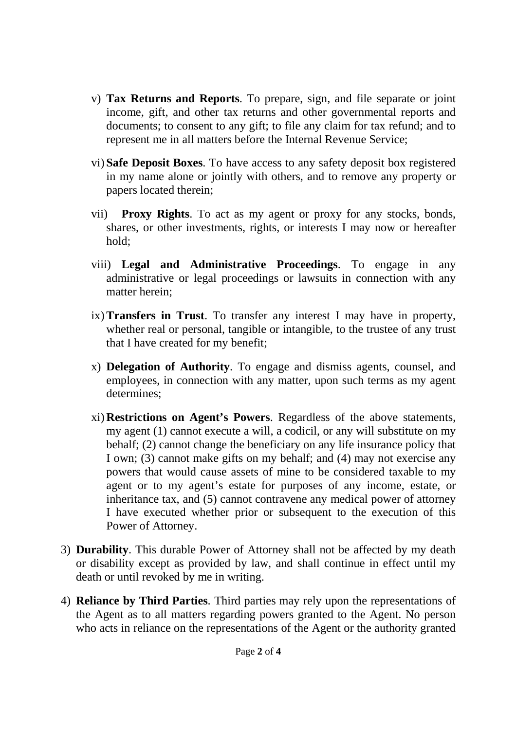v) **Tax Returns and Reports**. To prepare, sign, and file separate or joint income, gift, and other tax returns and other governmental reports and documents; to consent to any gift; to file any claim for tax refund; and to represent me in all matters before the Internal Revenue Service;

vi) **Safe Deposit Boxes**. To have access to any safety deposit box registered in my name alone or jointly with others, and to remove any property or papers located therein;

vii) **Proxy Rights**. To act as my agent or proxy for any stocks, bonds, shares, or other investments, rights, or interests I may now or hereafter hold;

viii) **Legal and Administrative Proceedings**. To engage in any administrative or legal proceedings or lawsuits in connection with any matter herein;

ix) **Transfers in Trust**. To transfer any interest I may have in property, whether real or personal, tangible or intangible, to the trustee of any trust that I have created for my benefit;

x) **Delegation of Authority**. To engage and dismiss agents, counsel, and employees, in connection with any matter, upon such terms as my agent determines;

xi) **Restrictions on Agent's Powers**. Regardless of the above statements, my agent (1) cannot execute a will, a codicil, or any will substitute on my behalf; (2) cannot change the beneficiary on any life insurance policy that I own; (3) cannot make gifts on my behalf; and (4) may not exercise any powers that would cause assets of mine to be considered taxable to my agent or to my agent's estate for purposes of any income, estate, or inheritance tax, and (5) cannot contravene any medical power of attorney I have executed whether prior or subsequent to the execution of this Power of Attorney.

3) **Durability**. This durable Power of Attorney shall not be affected by my death or disability except as provided by law, and shall continue in effect until my death or until revoked by me in writing.

4) **Reliance by Third Parties**. Third parties may rely upon the representations of the Agent as to all matters regarding powers granted to the Agent. No person who acts in reliance on the representations of the Agent or the authority granted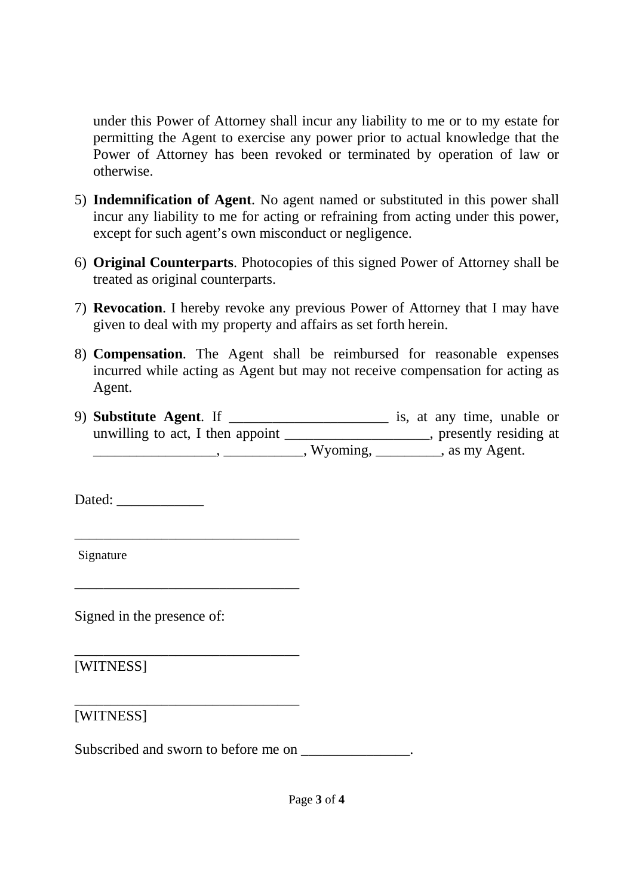under this Power of Attorney shall incur any liability to me or to my estate for permitting the Agent to exercise any power prior to actual knowledge that the Power of Attorney has been revoked or terminated by operation of law or otherwise.

5) **Indemnification of Agent**. No agent named or substituted in this power shall incur any liability to me for acting or refraining from acting under this power, except for such agent's own misconduct or negligence.

6) **Original Counterparts**. Photocopies of this signed Power of Attorney shall be treated as original counterparts.

7) **Revocation**. I hereby revoke any previous Power of Attorney that I may have given to deal with my property and affairs as set forth herein.

8) **Compensation**. The Agent shall be reimbursed for reasonable expenses incurred while acting as Agent but may not receive compensation for acting as Agent.

9) **Substitute Agent**. If ______________________ is, at any time, unable or unwilling to act, I then appoint ____________________, presently residing at _________________, ___________, Wyoming, _________, as my Agent.

Dated: ____________

_______________________________

Signature

_______________________________

Signed in the presence of:

_______________________________

[WITNESS]

_______________________________

[WITNESS]

Subscribed and sworn to before me on _______________.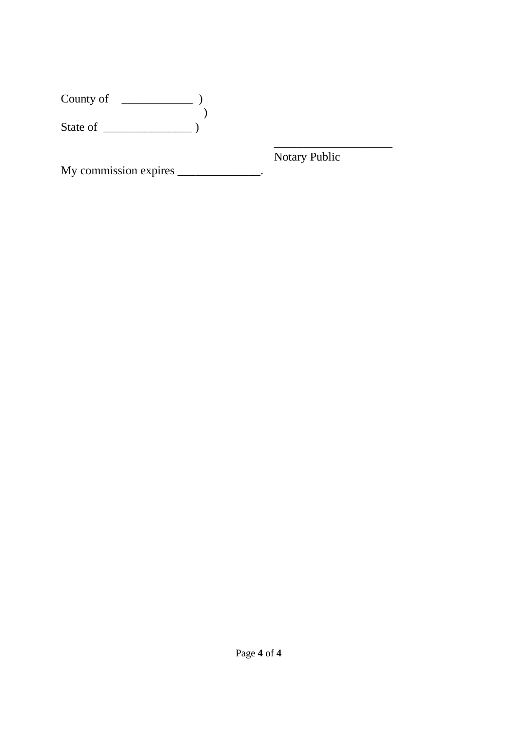County of ____________ )  
)  
State of _______________ )

____________________  
Notary Public

My commission expires ______________.